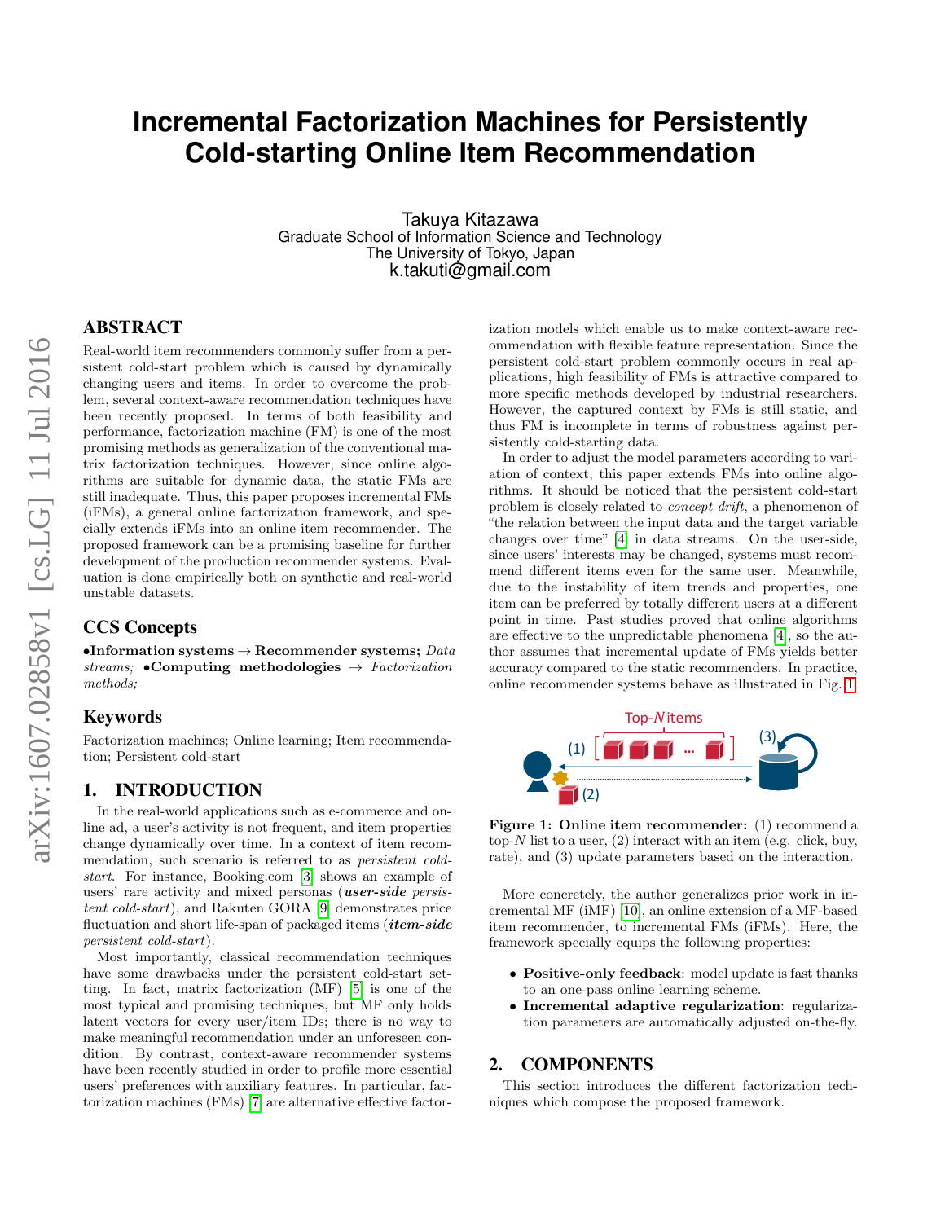# Incremental Factorization Machines for Persistently Cold-starting Online Item Recommendation

Takuya Kitazawa
Graduate School of Information Science and Technology
The University of Tokyo, Japan
k.takuti@gmail.com

## ABSTRACT

Real-world item recommenders commonly suffer from a persistent cold-start problem which is caused by dynamically changing users and items. In order to overcome the problem, several context-aware recommendation techniques have been recently proposed. In terms of both feasibility and performance, factorization machine (FM) is one of the most promising methods as generalization of the conventional matrix factorization techniques. However, since online algorithms are suitable for dynamic data, the static FMs are still inadequate. Thus, this paper proposes incremental FMs (iFMs), a general online factorization framework, and specially extends iFMs into an online item recommender. The proposed framework can be a promising baseline for further development of the production recommender systems. Evaluation is done empirically both on synthetic and real-world unstable datasets.

## CCS Concepts

•**Information systems** → **Recommender systems;** *Data streams;* •**Computing methodologies** → *Factorization methods;*

## Keywords

Factorization machines; Online learning; Item recommendation; Persistent cold-start

## 1. INTRODUCTION

In the real-world applications such as e-commerce and online ad, a user's activity is not frequent, and item properties change dynamically over time. In a context of item recommendation, such scenario is referred to as *persistent cold-start*. For instance, Booking.com [3] shows an example of users' rare activity and mixed personas (***user-side** persistent cold-start*), and Rakuten GORA [9] demonstrates price fluctuation and short life-span of packaged items (***item-side** persistent cold-start*).

Most importantly, classical recommendation techniques have some drawbacks under the persistent cold-start setting. In fact, matrix factorization (MF) [5] is one of the most typical and promising techniques, but MF only holds latent vectors for every user/item IDs; there is no way to make meaningful recommendation under an unforeseen condition. By contrast, context-aware recommender systems have been recently studied in order to profile more essential users' preferences with auxiliary features. In particular, factorization machines (FMs) [7] are alternative effective factorization models which enable us to make context-aware recommendation with flexible feature representation. Since the persistent cold-start problem commonly occurs in real applications, high feasibility of FMs is attractive compared to more specific methods developed by industrial researchers. However, the captured context by FMs is still static, and thus FM is incomplete in terms of robustness against persistently cold-starting data.

In order to adjust the model parameters according to variation of context, this paper extends FMs into online algorithms. It should be noticed that the persistent cold-start problem is closely related to *concept drift*, a phenomenon of "the relation between the input data and the target variable changes over time" [4] in data streams. On the user-side, since users' interests may be changed, systems must recommend different items even for the same user. Meanwhile, due to the instability of item trends and properties, one item can be preferred by totally different users at a different point in time. Past studies proved that online algorithms are effective to the unpredictable phenomena [4], so the author assumes that incremental update of FMs yields better accuracy compared to the static recommenders. In practice, online recommender systems behave as illustrated in Fig. 1.

**Figure 1: Online item recommender:** (1) recommend a top-$N$ list to a user, (2) interact with an item (e.g. click, buy, rate), and (3) update parameters based on the interaction.

More concretely, the author generalizes prior work in incremental MF (iMF) [10], an online extension of a MF-based item recommender, to incremental FMs (iFMs). Here, the framework specially equips the following properties:

- **Positive-only feedback**: model update is fast thanks to an one-pass online learning scheme.
- **Incremental adaptive regularization**: regularization parameters are automatically adjusted on-the-fly.

## 2. COMPONENTS

This section introduces the different factorization techniques which compose the proposed framework.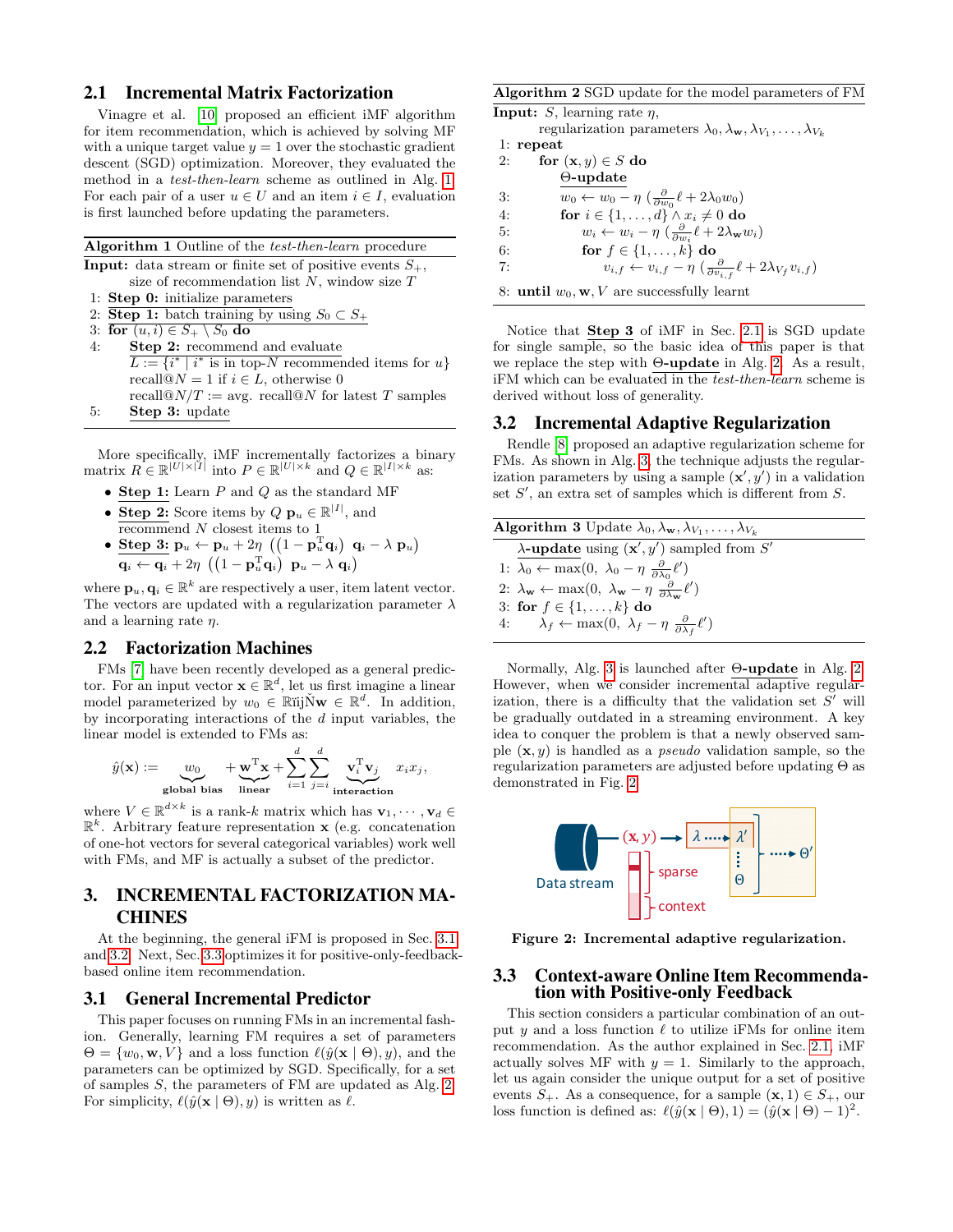## 2.1 Incremental Matrix Factorization

Vinagre et al. [10] proposed an efficient iMF algorithm for item recommendation, which is achieved by solving MF with a unique target value $y = 1$ over the stochastic gradient descent (SGD) optimization. Moreover, they evaluated the method in a *test-then-learn* scheme as outlined in Alg. 1. For each pair of a user $u \in U$ and an item $i \in I$, evaluation is first launched before updating the parameters.

**Algorithm 1** Outline of the *test-then-learn* procedure

**Input:** data stream or finite set of positive events $S_+$, size of recommendation list $N$, window size $T$

1: **Step 0:** initialize parameters
2: **Step 1:** batch training by using $S_0 \subset S_+$
3: **for** $(u, i) \in S_+ \setminus S_0$ **do**
4: &nbsp;&nbsp;&nbsp;&nbsp;**Step 2:** recommend and evaluate
&nbsp;&nbsp;&nbsp;&nbsp;$L := \{i^* \mid i^*$ is in top-$N$ recommended items for $u\}$
&nbsp;&nbsp;&nbsp;&nbsp;recall@$N = 1$ if $i \in L$, otherwise 0
&nbsp;&nbsp;&nbsp;&nbsp;recall@$N/T :=$ avg. recall@$N$ for latest $T$ samples
5: &nbsp;&nbsp;&nbsp;&nbsp;**Step 3:** update

More specifically, iMF incrementally factorizes a binary matrix $R \in \mathbb{R}^{|U| \times |I|}$ into $P \in \mathbb{R}^{|U| \times k}$ and $Q \in \mathbb{R}^{|I| \times k}$ as:

- **Step 1:** Learn $P$ and $Q$ as the standard MF
- **Step 2:** Score items by $Q\ \mathbf{p}_u \in \mathbb{R}^{|I|}$, and recommend $N$ closest items to 1
- **Step 3:** $\mathbf{p}_u \leftarrow \mathbf{p}_u + 2\eta\ \left(\left(1 - \mathbf{p}_u^{\mathrm{T}}\mathbf{q}_i\right)\ \mathbf{q}_i - \lambda\ \mathbf{p}_u\right)$
$\mathbf{q}_i \leftarrow \mathbf{q}_i + 2\eta\ \left(\left(1 - \mathbf{p}_u^{\mathrm{T}}\mathbf{q}_i\right)\ \mathbf{p}_u - \lambda\ \mathbf{q}_i\right)$

where $\mathbf{p}_u, \mathbf{q}_i \in \mathbb{R}^k$ are respectively a user, item latent vector. The vectors are updated with a regularization parameter $\lambda$ and a learning rate $\eta$.

## 2.2 Factorization Machines

FMs [7] have been recently developed as a general predictor. For an input vector $\mathbf{x} \in \mathbb{R}^d$, let us first imagine a linear model parameterized by $w_0 \in \mathbb{R}$ and $\mathbf{w} \in \mathbb{R}^d$. In addition, by incorporating interactions of the $d$ input variables, the linear model is extended to FMs as:

$$\hat{y}(\mathbf{x}) := \underbrace{w_0}_{\text{global bias}} + \underbrace{\mathbf{w}^{\mathrm{T}}\mathbf{x}}_{\text{linear}} + \sum_{i=1}^{d}\sum_{j=i}^{d} \underbrace{\mathbf{v}_i^{\mathrm{T}}\mathbf{v}_j}_{\text{interaction}}\ x_i x_j,$$

where $V \in \mathbb{R}^{d \times k}$ is a rank-$k$ matrix which has $\mathbf{v}_1, \cdots, \mathbf{v}_d \in \mathbb{R}^k$. Arbitrary feature representation $\mathbf{x}$ (e.g. concatenation of one-hot vectors for several categorical variables) work well with FMs, and MF is actually a subset of the predictor.

# 3. INCREMENTAL FACTORIZATION MACHINES

At the beginning, the general iFM is proposed in Sec. 3.1 and 3.2. Next, Sec. 3.3 optimizes it for positive-only-feedback-based online item recommendation.

## 3.1 General Incremental Predictor

This paper focuses on running FMs in an incremental fashion. Generally, learning FM requires a set of parameters $\Theta = \{w_0, \mathbf{w}, V\}$ and a loss function $\ell(\hat{y}(\mathbf{x} \mid \Theta), y)$, and the parameters can be optimized by SGD. Specifically, for a set of samples $S$, the parameters of FM are updated as Alg. 2. For simplicity, $\ell(\hat{y}(\mathbf{x} \mid \Theta), y)$ is written as $\ell$.

**Algorithm 2** SGD update for the model parameters of FM

**Input:** $S$, learning rate $\eta$,
regularization parameters $\lambda_0, \lambda_{\mathbf{w}}, \lambda_{V_1}, \ldots, \lambda_{V_k}$

1: **repeat**
2: &nbsp;&nbsp;&nbsp;&nbsp;**for** $(\mathbf{x}, y) \in S$ **do**
&nbsp;&nbsp;&nbsp;&nbsp;&nbsp;&nbsp;&nbsp;&nbsp;**Θ-update**
3: &nbsp;&nbsp;&nbsp;&nbsp;&nbsp;&nbsp;&nbsp;&nbsp;$w_0 \leftarrow w_0 - \eta\ (\frac{\partial}{\partial w_0}\ell + 2\lambda_0 w_0)$
4: &nbsp;&nbsp;&nbsp;&nbsp;&nbsp;&nbsp;&nbsp;&nbsp;**for** $i \in \{1, \ldots, d\} \wedge x_i \neq 0$ **do**
5: &nbsp;&nbsp;&nbsp;&nbsp;&nbsp;&nbsp;&nbsp;&nbsp;&nbsp;&nbsp;&nbsp;&nbsp;$w_i \leftarrow w_i - \eta\ (\frac{\partial}{\partial w_i}\ell + 2\lambda_{\mathbf{w}} w_i)$
6: &nbsp;&nbsp;&nbsp;&nbsp;&nbsp;&nbsp;&nbsp;&nbsp;&nbsp;&nbsp;&nbsp;&nbsp;**for** $f \in \{1, \ldots, k\}$ **do**
7: &nbsp;&nbsp;&nbsp;&nbsp;&nbsp;&nbsp;&nbsp;&nbsp;&nbsp;&nbsp;&nbsp;&nbsp;&nbsp;&nbsp;&nbsp;&nbsp;$v_{i,f} \leftarrow v_{i,f} - \eta\ (\frac{\partial}{\partial v_{i,f}}\ell + 2\lambda_{V_f} v_{i,f})$
8: **until** $w_0, \mathbf{w}, V$ are successfully learnt

Notice that **Step 3** of iMF in Sec. 2.1 is SGD update for single sample, so the basic idea of this paper is that we replace the step with **Θ-update** in Alg. 2. As a result, iFM which can be evaluated in the *test-then-learn* scheme is derived without loss of generality.

## 3.2 Incremental Adaptive Regularization

Rendle [8] proposed an adaptive regularization scheme for FMs. As shown in Alg. 3, the technique adjusts the regularization parameters by using a sample $(\mathbf{x}', y')$ in a validation set $S'$, an extra set of samples which is different from $S$.

**Algorithm 3** Update $\lambda_0, \lambda_{\mathbf{w}}, \lambda_{V_1}, \ldots, \lambda_{V_k}$

**λ-update** using $(\mathbf{x}', y')$ sampled from $S'$

1: $\lambda_0 \leftarrow \max(0,\ \lambda_0 - \eta\ \frac{\partial}{\partial \lambda_0}\ell')$
2: $\lambda_{\mathbf{w}} \leftarrow \max(0,\ \lambda_{\mathbf{w}} - \eta\ \frac{\partial}{\partial \lambda_{\mathbf{w}}}\ell')$
3: **for** $f \in \{1, \ldots, k\}$ **do**
4: &nbsp;&nbsp;&nbsp;&nbsp;$\lambda_f \leftarrow \max(0,\ \lambda_f - \eta\ \frac{\partial}{\partial \lambda_f}\ell')$

Normally, Alg. 3 is launched after **Θ-update** in Alg. 2. However, when we consider incremental adaptive regularization, there is a difficulty that the validation set $S'$ will be gradually outdated in a streaming environment. A key idea to conquer the problem is that a newly observed sample $(\mathbf{x}, y)$ is handled as a *pseudo* validation sample, so the regularization parameters are adjusted before updating $\Theta$ as demonstrated in Fig. 2.

**Figure 2: Incremental adaptive regularization.**

## 3.3 Context-aware Online Item Recommendation with Positive-only Feedback

This section considers a particular combination of an output $y$ and a loss function $\ell$ to utilize iFMs for online item recommendation. As the author explained in Sec. 2.1, iMF actually solves MF with $y = 1$. Similarly to the approach, let us again consider the unique output for a set of positive events $S_+$. As a consequence, for a sample $(\mathbf{x}, 1) \in S_+$, our loss function is defined as: $\ell(\hat{y}(\mathbf{x} \mid \Theta), 1) = (\hat{y}(\mathbf{x} \mid \Theta) - 1)^2$.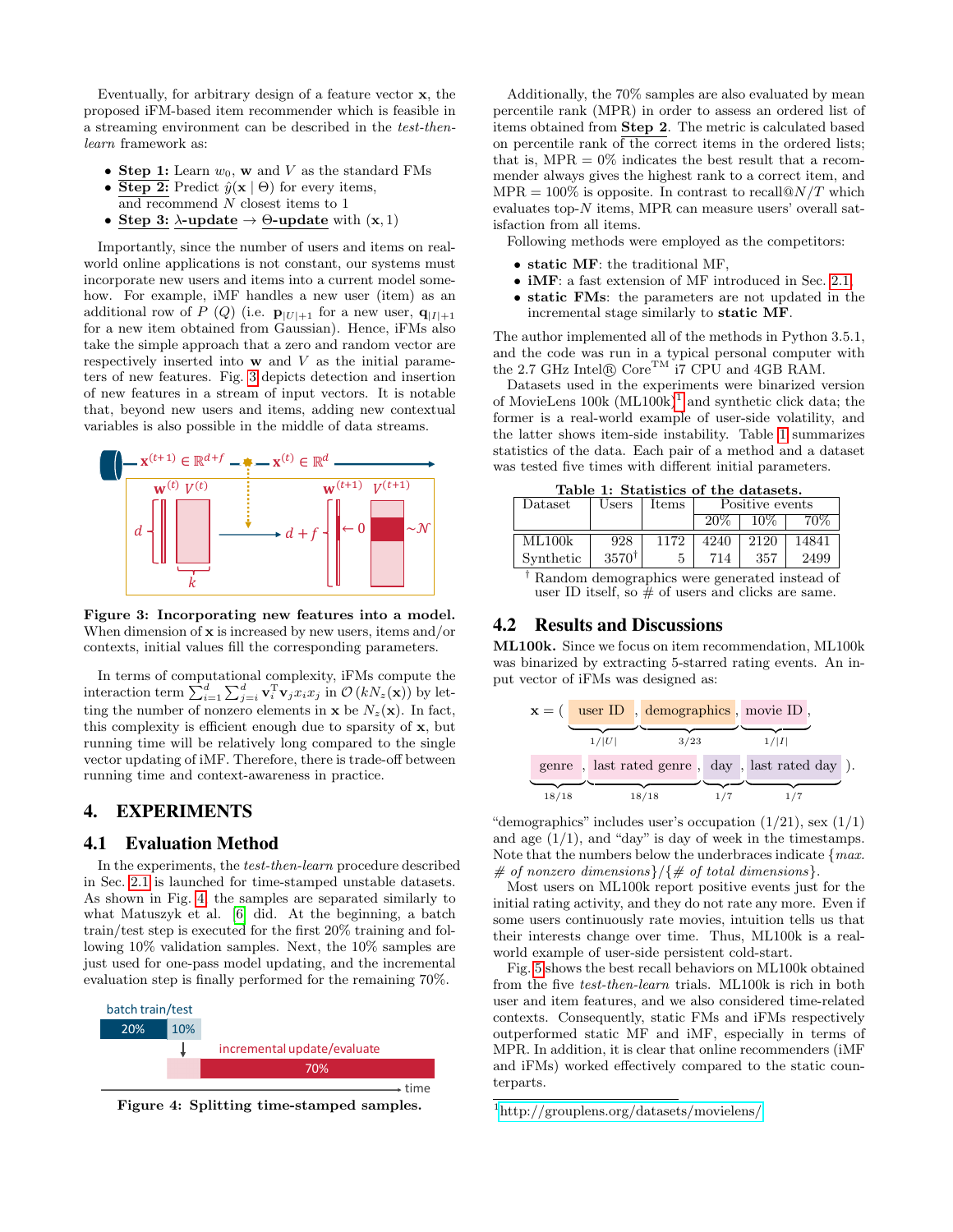Eventually, for arbitrary design of a feature vector $\mathbf{x}$, the proposed iFM-based item recommender which is feasible in a streaming environment can be described in the *test-then-learn* framework as:

- **Step 1:** Learn $w_0$, $\mathbf{w}$ and $V$ as the standard FMs
- **Step 2:** Predict $\hat{y}(\mathbf{x} \mid \Theta)$ for every items, and recommend $N$ closest items to 1
- **Step 3:** **$\lambda$-update** $\rightarrow$ **$\Theta$-update** with $(\mathbf{x}, 1)$

Importantly, since the number of users and items on real-world online applications is not constant, our systems must incorporate new users and items into a current model somehow. For example, iMF handles a new user (item) as an additional row of $P$ ($Q$) (i.e. $\mathbf{p}_{|U|+1}$ for a new user, $\mathbf{q}_{|I|+1}$ for a new item obtained from Gaussian). Hence, iFMs also take the simple approach that a zero and random vector are respectively inserted into $\mathbf{w}$ and $V$ as the initial parameters of new features. Fig. 3 depicts detection and insertion of new features in a stream of input vectors. It is notable that, beyond new users and items, adding new contextual variables is also possible in the middle of data streams.

**Figure 3: Incorporating new features into a model.** When dimension of $\mathbf{x}$ is increased by new users, items and/or contexts, initial values fill the corresponding parameters.

In terms of computational complexity, iFMs compute the interaction term $\sum_{i=1}^{d} \sum_{j=i}^{d} \mathbf{v}_i^{\mathrm{T}} \mathbf{v}_j x_i x_j$ in $\mathcal{O}(kN_z(\mathbf{x}))$ by letting the number of nonzero elements in $\mathbf{x}$ be $N_z(\mathbf{x})$. In fact, this complexity is efficient enough due to sparsity of $\mathbf{x}$, but running time will be relatively long compared to the single vector updating of iMF. Therefore, there is trade-off between running time and context-awareness in practice.

# 4. EXPERIMENTS

## 4.1 Evaluation Method

In the experiments, the *test-then-learn* procedure described in Sec. 2.1 is launched for time-stamped unstable datasets. As shown in Fig. 4, the samples are separated similarly to what Matuszyk et al. [6] did. At the beginning, a batch train/test step is executed for the first 20% training and following 10% validation samples. Next, the 10% samples are just used for one-pass model updating, and the incremental evaluation step is finally performed for the remaining 70%.

**Figure 4: Splitting time-stamped samples.**

Additionally, the 70% samples are also evaluated by mean percentile rank (MPR) in order to assess an ordered list of items obtained from **Step 2**. The metric is calculated based on percentile rank of the correct items in the ordered lists; that is, MPR = 0% indicates the best result that a recommender always gives the highest rank to a correct item, and MPR = 100% is opposite. In contrast to recall@$N/T$ which evaluates top-$N$ items, MPR can measure users' overall satisfaction from all items.

Following methods were employed as the competitors:

- **static MF**: the traditional MF,
- **iMF**: a fast extension of MF introduced in Sec. 2.1,
- **static FMs**: the parameters are not updated in the incremental stage similarly to **static MF**.

The author implemented all of the methods in Python 3.5.1, and the code was run in a typical personal computer with the 2.7 GHz Intel® Core™ i7 CPU and 4GB RAM.

Datasets used in the experiments were binarized version of MovieLens 100k (ML100k)[1] and synthetic click data; the former is a real-world example of user-side volatility, and the latter shows item-side instability. Table 1 summarizes statistics of the data. Each pair of a method and a dataset was tested five times with different initial parameters.

**Table 1: Statistics of the datasets.**

| Dataset | Users | Items | Positive events | | |
|---|---|---|---|---|---|
| | | | 20% | 10% | 70% |
| ML100k | 928 | 1172 | 4240 | 2120 | 14841 |
| Synthetic | 3570[†] | 5 | 714 | 357 | 2499 |

[†] Random demographics were generated instead of user ID itself, so # of users and clicks are same.

## 4.2 Results and Discussions

**ML100k.** Since we focus on item recommendation, ML100k was binarized by extracting 5-starred rating events. An input vector of iFMs was designed as:

$$\mathbf{x} = (\underbrace{\text{user ID}}_{1/|U|}, \underbrace{\text{demographics}}_{3/23}, \underbrace{\text{movie ID}}_{1/|I|}, \underbrace{\text{genre}}_{18/18}, \underbrace{\text{last rated genre}}_{18/18}, \underbrace{\text{day}}_{1/7}, \underbrace{\text{last rated day}}_{1/7}).$$

"demographics" includes user's occupation (1/21), sex (1/1) and age (1/1), and "day" is day of week in the timestamps. Note that the numbers below the underbraces indicate {*max. # of nonzero dimensions*}/{*# of total dimensions*}.

Most users on ML100k report positive events just for the initial rating activity, and they do not rate any more. Even if some users continuously rate movies, intuition tells us that their interests change over time. Thus, ML100k is a real-world example of user-side persistent cold-start.

Fig. 5 shows the best recall behaviors on ML100k obtained from the five *test-then-learn* trials. ML100k is rich in both user and item features, and we also considered time-related contexts. Consequently, static FMs and iFMs respectively outperformed static MF and iMF, especially in terms of MPR. In addition, it is clear that online recommenders (iMF and iFMs) worked effectively compared to the static counterparts.

[1] http://grouplens.org/datasets/movielens/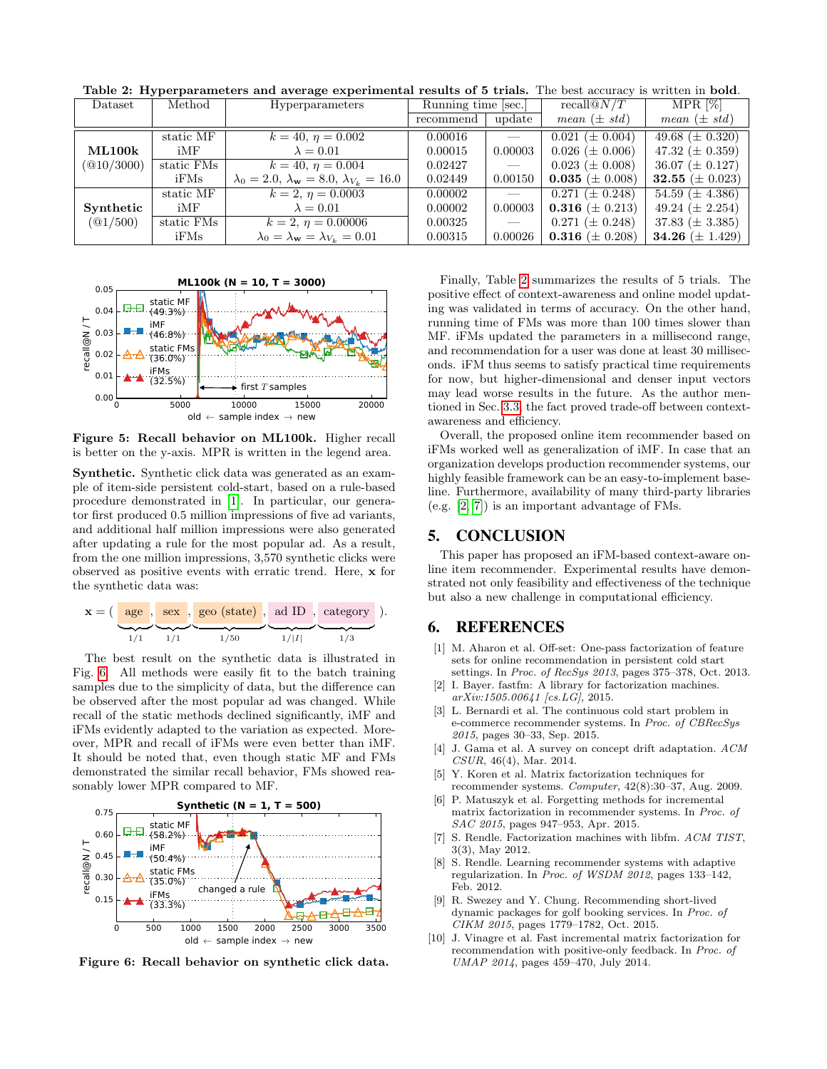**Table 2: Hyperparameters and average experimental results of 5 trials.** The best accuracy is written in **bold**.

| Dataset | Method | Hyperparameters | Running time [sec.] | | recall@$N/T$ | MPR [%] |
|---|---|---|---|---|---|---|
| | | | recommend | update | *mean* (± *std*) | *mean* (± *std*) |
| **ML100k** (@10/3000) | static MF | $k = 40$, $\eta = 0.002$ | 0.00016 | — | 0.021 (± 0.004) | 49.68 (± 0.320) |
| | iMF | $\lambda = 0.01$ | 0.00015 | 0.00003 | 0.026 (± 0.006) | 47.32 (± 0.359) |
| | static FMs | $k = 40$, $\eta = 0.004$ | 0.02427 | — | 0.023 (± 0.008) | 36.07 (± 0.127) |
| | iFMs | $\lambda_0 = 2.0$, $\lambda_{\mathbf{w}} = 8.0$, $\lambda_{V_k} = 16.0$ | 0.02449 | 0.00150 | **0.035** (± 0.008) | **32.55** (± 0.023) |
| **Synthetic** (@1/500) | static MF | $k = 2$, $\eta = 0.0003$ | 0.00002 | — | 0.271 (± 0.248) | 54.59 (± 4.386) |
| | iMF | $\lambda = 0.01$ | 0.00002 | 0.00003 | **0.316** (± 0.213) | 49.24 (± 2.254) |
| | static FMs | $k = 2$, $\eta = 0.00006$ | 0.00325 | — | 0.271 (± 0.248) | 37.83 (± 3.385) |
| | iFMs | $\lambda_0 = \lambda_{\mathbf{w}} = \lambda_{V_k} = 0.01$ | 0.00315 | 0.00026 | **0.316** (± 0.208) | **34.26** (± 1.429) |

ML100k (N = 10, T = 3000)
recall@N / T
0.05
0.04
0.03
0.02
0.01
0.00
0 5000 10000 15000 20000
old ← sample index → new
static MF (49.3%)
iMF (46.8%)
static FMs (36.0%)
iFMs (32.5%)
first $T$ samples

**Figure 5: Recall behavior on ML100k.** Higher recall is better on the y-axis. MPR is written in the legend area.

**Synthetic.** Synthetic click data was generated as an example of item-side persistent cold-start, based on a rule-based procedure demonstrated in [1]. In particular, our generator first produced 0.5 million impressions of five ad variants, and additional half million impressions were also generated after updating a rule for the most popular ad. As a result, from the one million impressions, 3,570 synthetic clicks were observed as positive events with erratic trend. Here, $\mathbf{x}$ for the synthetic data was:

$$\mathbf{x} = (\underbrace{\text{age}}_{1/1}, \underbrace{\text{sex}}_{1/1}, \underbrace{\text{geo (state)}}_{1/50}, \underbrace{\text{ad ID}}_{1/|I|}, \underbrace{\text{category}}_{1/3}).$$

The best result on the synthetic data is illustrated in Fig. 6. All methods were easily fit to the batch training samples due to the simplicity of data, but the difference can be observed after the most popular ad was changed. While recall of the static methods declined significantly, iMF and iFMs evidently adapted to the variation as expected. Moreover, MPR and recall of iFMs were even better than iMF. It should be noted that, even though static MF and FMs demonstrated the similar recall behavior, FMs showed reasonably lower MPR compared to MF.

Synthetic (N = 1, T = 500)
recall@N / T
0.75
0.60
0.45
0.30
0.15
0 500 1000 1500 2000 2500 3000 3500
old ← sample index → new
static MF (58.2%)
iMF (50.4%)
static FMs (35.0%)
iFMs (33.3%)
changed a rule

**Figure 6: Recall behavior on synthetic click data.**

Finally, Table 2 summarizes the results of 5 trials. The positive effect of context-awareness and online model updating was validated in terms of accuracy. On the other hand, running time of FMs was more than 100 times slower than MF. iFMs updated the parameters in a millisecond range, and recommendation for a user was done at least 30 milliseconds. iFM thus seems to satisfy practical time requirements for now, but higher-dimensional and denser input vectors may lead worse results in the future. As the author mentioned in Sec. 3.3, the fact proved trade-off between context-awareness and efficiency.

Overall, the proposed online item recommender based on iFMs worked well as generalization of iMF. In case that an organization develops production recommender systems, our highly feasible framework can be an easy-to-implement baseline. Furthermore, availability of many third-party libraries (e.g. [2, 7]) is an important advantage of FMs.

## 5. CONCLUSION

This paper has proposed an iFM-based context-aware online item recommender. Experimental results have demonstrated not only feasibility and effectiveness of the technique but also a new challenge in computational efficiency.

## 6. REFERENCES

[1] M. Aharon et al. Off-set: One-pass factorization of feature sets for online recommendation in persistent cold start settings. In *Proc. of RecSys 2013*, pages 375–378, Oct. 2013.

[2] I. Bayer. fastfm: A library for factorization machines. *arXiv:1505.00641 [cs.LG]*, 2015.

[3] L. Bernardi et al. The continuous cold start problem in e-commerce recommender systems. In *Proc. of CBRecSys 2015*, pages 30–33, Sep. 2015.

[4] J. Gama et al. A survey on concept drift adaptation. *ACM CSUR*, 46(4), Mar. 2014.

[5] Y. Koren et al. Matrix factorization techniques for recommender systems. *Computer*, 42(8):30–37, Aug. 2009.

[6] P. Matuszyk et al. Forgetting methods for incremental matrix factorization in recommender systems. In *Proc. of SAC 2015*, pages 947–953, Apr. 2015.

[7] S. Rendle. Factorization machines with libfm. *ACM TIST*, 3(3), May 2012.

[8] S. Rendle. Learning recommender systems with adaptive regularization. In *Proc. of WSDM 2012*, pages 133–142, Feb. 2012.

[9] R. Swezey and Y. Chung. Recommending short-lived dynamic packages for golf booking services. In *Proc. of CIKM 2015*, pages 1779–1782, Oct. 2015.

[10] J. Vinagre et al. Fast incremental matrix factorization for recommendation with positive-only feedback. In *Proc. of UMAP 2014*, pages 459–470, July 2014.